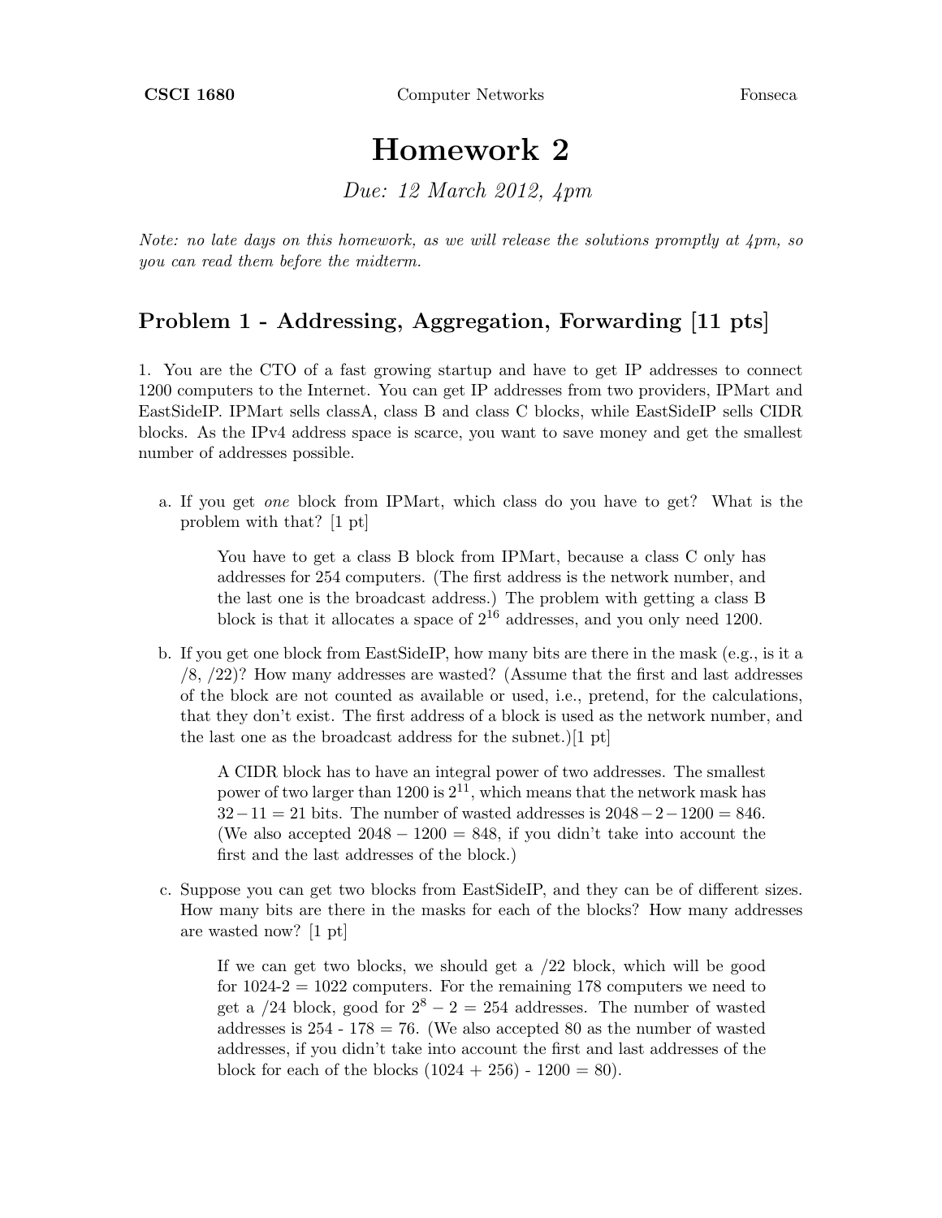CSCI 1680 Computer Networks Fonseca

# Homework 2

*Due: 12 March 2012, 4pm*

*Note: no late days on this homework, as we will release the solutions promptly at 4pm, so you can read them before the midterm.*

## Problem 1 - Addressing, Aggregation, Forwarding [11 pts]

1. You are the CTO of a fast growing startup and have to get IP addresses to connect 1200 computers to the Internet. You can get IP addresses from two providers, IPMart and EastSideIP. IPMart sells classA, class B and class C blocks, while EastSideIP sells CIDR blocks. As the IPv4 address space is scarce, you want to save money and get the smallest number of addresses possible.

a. If you get *one* block from IPMart, which class do you have to get? What is the problem with that? [1 pt]

> You have to get a class B block from IPMart, because a class C only has addresses for 254 computers. (The first address is the network number, and the last one is the broadcast address.) The problem with getting a class B block is that it allocates a space of $2^{16}$ addresses, and you only need 1200.

b. If you get one block from EastSideIP, how many bits are there in the mask (e.g., is it a /8, /22)? How many addresses are wasted? (Assume that the first and last addresses of the block are not counted as available or used, i.e., pretend, for the calculations, that they don't exist. The first address of a block is used as the network number, and the last one as the broadcast address for the subnet.)[1 pt]

> A CIDR block has to have an integral power of two addresses. The smallest power of two larger than 1200 is $2^{11}$, which means that the network mask has $32 - 11 = 21$ bits. The number of wasted addresses is $2048 - 2 - 1200 = 846$. (We also accepted $2048 - 1200 = 848$, if you didn't take into account the first and the last addresses of the block.)

c. Suppose you can get two blocks from EastSideIP, and they can be of different sizes. How many bits are there in the masks for each of the blocks? How many addresses are wasted now? [1 pt]

> If we can get two blocks, we should get a /22 block, which will be good for 1024-2 = 1022 computers. For the remaining 178 computers we need to get a /24 block, good for $2^8 - 2 = 254$ addresses. The number of wasted addresses is 254 - 178 = 76. (We also accepted 80 as the number of wasted addresses, if you didn't take into account the first and last addresses of the block for each of the blocks (1024 + 256) - 1200 = 80).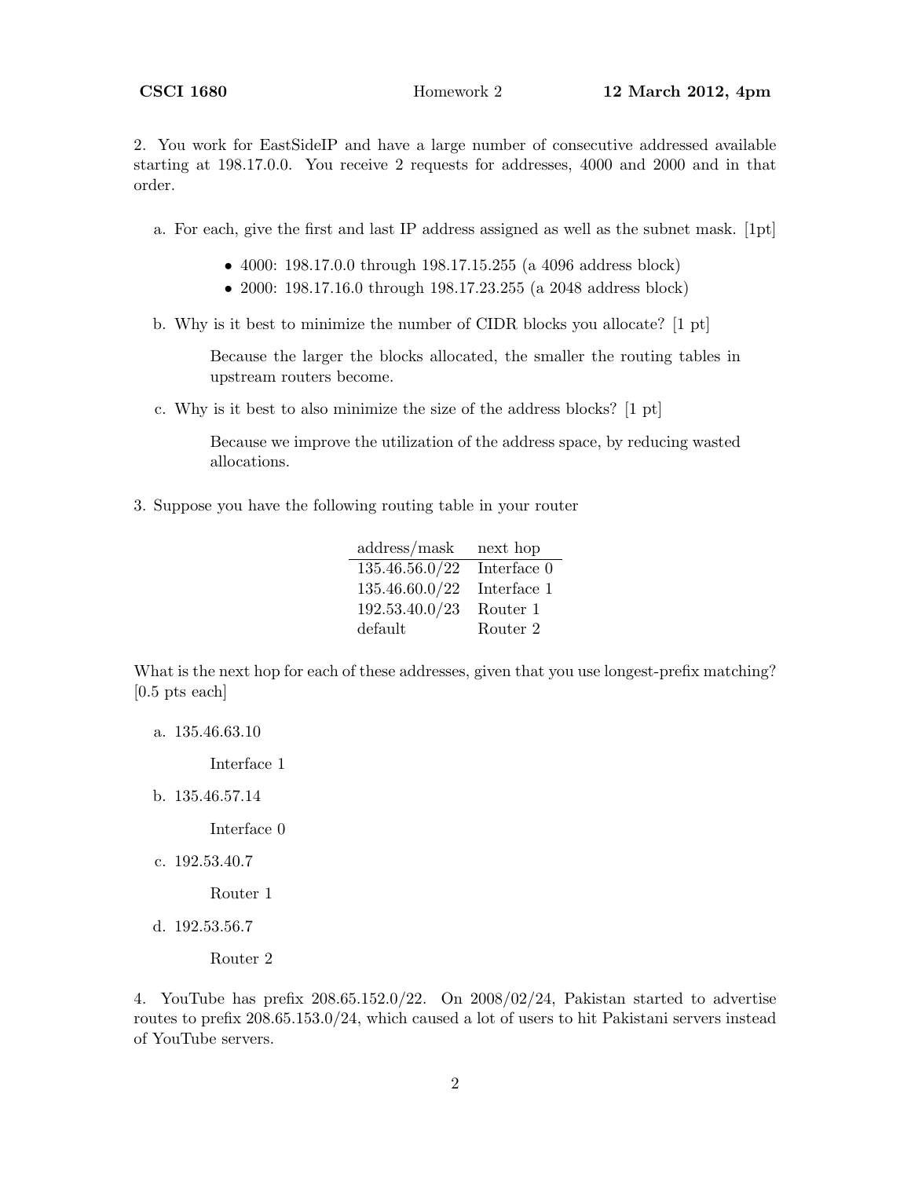2. You work for EastSideIP and have a large number of consecutive addressed available starting at 198.17.0.0. You receive 2 requests for addresses, 4000 and 2000 and in that order.

a. For each, give the first and last IP address assigned as well as the subnet mask. [1pt]

- 4000: 198.17.0.0 through 198.17.15.255 (a 4096 address block)
- 2000: 198.17.16.0 through 198.17.23.255 (a 2048 address block)

b. Why is it best to minimize the number of CIDR blocks you allocate? [1 pt]

> Because the larger the blocks allocated, the smaller the routing tables in upstream routers become.

c. Why is it best to also minimize the size of the address blocks? [1 pt]

> Because we improve the utilization of the address space, by reducing wasted allocations.

3. Suppose you have the following routing table in your router

| address/mask | next hop |
|---|---|
| 135.46.56.0/22 | Interface 0 |
| 135.46.60.0/22 | Interface 1 |
| 192.53.40.0/23 | Router 1 |
| default | Router 2 |

What is the next hop for each of these addresses, given that you use longest-prefix matching? [0.5 pts each]

a. 135.46.63.10

> Interface 1

b. 135.46.57.14

> Interface 0

c. 192.53.40.7

> Router 1

d. 192.53.56.7

> Router 2

4. YouTube has prefix 208.65.152.0/22. On 2008/02/24, Pakistan started to advertise routes to prefix 208.65.153.0/24, which caused a lot of users to hit Pakistani servers instead of YouTube servers.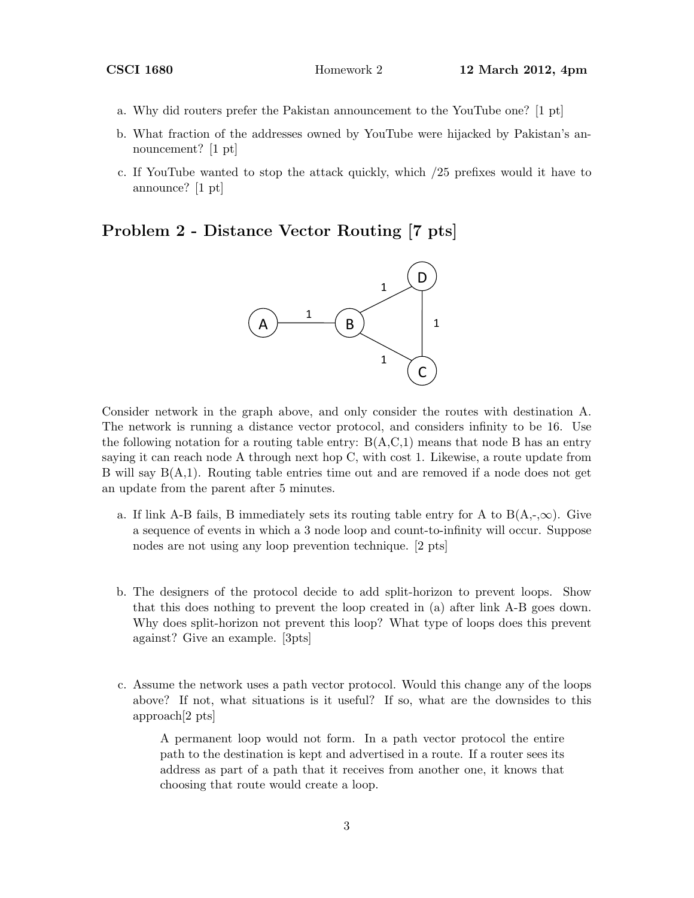a. Why did routers prefer the Pakistan announcement to the YouTube one? [1 pt]

b. What fraction of the addresses owned by YouTube were hijacked by Pakistan's announcement? [1 pt]

c. If YouTube wanted to stop the attack quickly, which /25 prefixes would it have to announce? [1 pt]

## Problem 2 - Distance Vector Routing [7 pts]

1

1

1

1

A

B

C

D

Consider network in the graph above, and only consider the routes with destination A. The network is running a distance vector protocol, and considers infinity to be 16. Use the following notation for a routing table entry: B(A,C,1) means that node B has an entry saying it can reach node A through next hop C, with cost 1. Likewise, a route update from B will say B(A,1). Routing table entries time out and are removed if a node does not get an update from the parent after 5 minutes.

a. If link A-B fails, B immediately sets its routing table entry for A to B(A,-,$\infty$). Give a sequence of events in which a 3 node loop and count-to-infinity will occur. Suppose nodes are not using any loop prevention technique. [2 pts]

b. The designers of the protocol decide to add split-horizon to prevent loops. Show that this does nothing to prevent the loop created in (a) after link A-B goes down. Why does split-horizon not prevent this loop? What type of loops does this prevent against? Give an example. [3pts]

c. Assume the network uses a path vector protocol. Would this change any of the loops above? If not, what situations is it useful? If so, what are the downsides to this approach[2 pts]

   A permanent loop would not form. In a path vector protocol the entire path to the destination is kept and advertised in a route. If a router sees its address as part of a path that it receives from another one, it knows that choosing that route would create a loop.